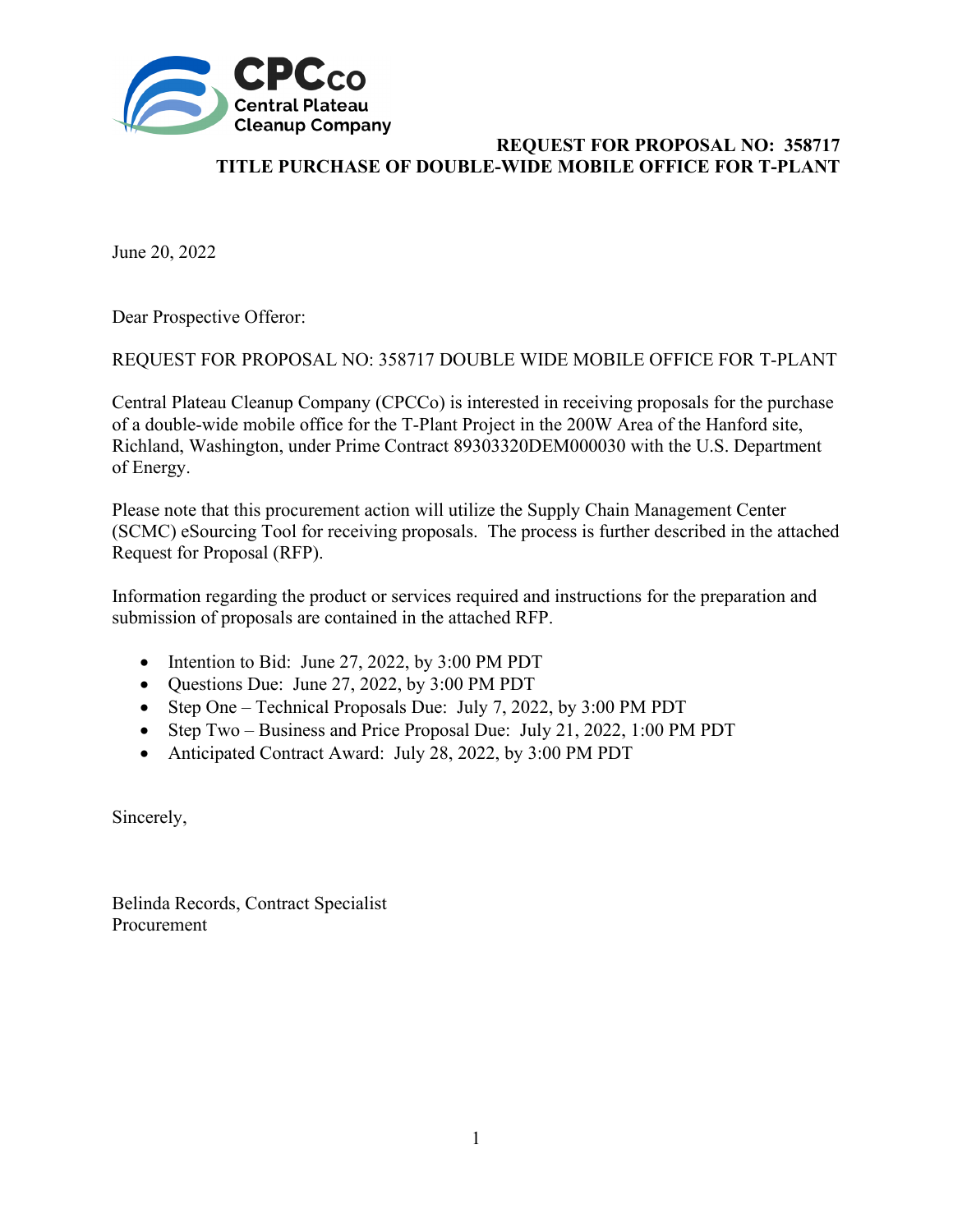CPCco
Central Plateau Cleanup Company

**REQUEST FOR PROPOSAL NO: 358717**
**TITLE PURCHASE OF DOUBLE-WIDE MOBILE OFFICE FOR T-PLANT**

June 20, 2022

Dear Prospective Offeror:

REQUEST FOR PROPOSAL NO: 358717 DOUBLE WIDE MOBILE OFFICE FOR T-PLANT

Central Plateau Cleanup Company (CPCCo) is interested in receiving proposals for the purchase of a double-wide mobile office for the T-Plant Project in the 200W Area of the Hanford site, Richland, Washington, under Prime Contract 89303320DEM000030 with the U.S. Department of Energy.

Please note that this procurement action will utilize the Supply Chain Management Center (SCMC) eSourcing Tool for receiving proposals. The process is further described in the attached Request for Proposal (RFP).

Information regarding the product or services required and instructions for the preparation and submission of proposals are contained in the attached RFP.

- Intention to Bid: June 27, 2022, by 3:00 PM PDT
- Questions Due: June 27, 2022, by 3:00 PM PDT
- Step One – Technical Proposals Due: July 7, 2022, by 3:00 PM PDT
- Step Two – Business and Price Proposal Due: July 21, 2022, 1:00 PM PDT
- Anticipated Contract Award: July 28, 2022, by 3:00 PM PDT

Sincerely,

Belinda Records, Contract Specialist
Procurement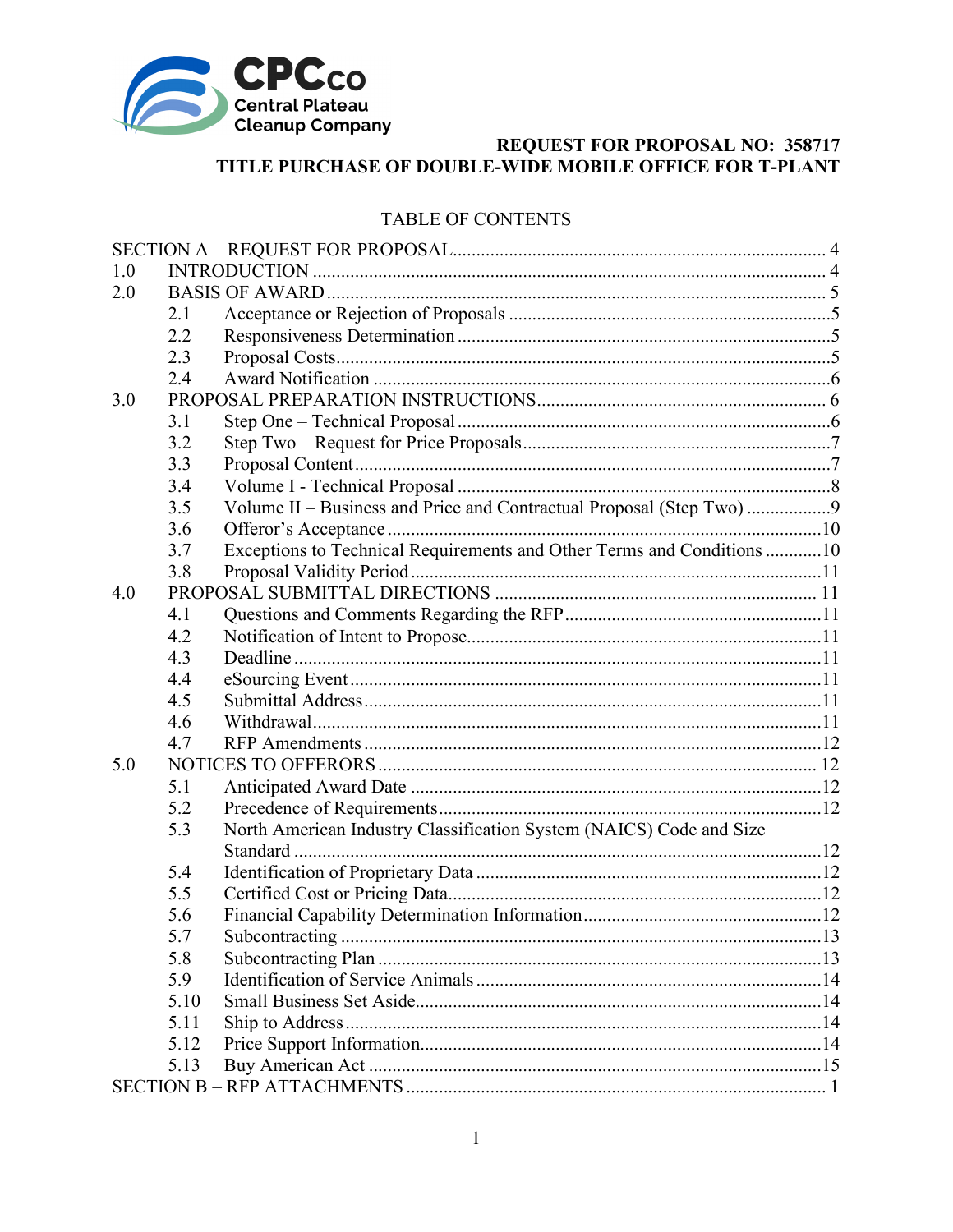**CPCco**
**Central Plateau Cleanup Company**

**REQUEST FOR PROPOSAL NO: 358717**
**TITLE PURCHASE OF DOUBLE-WIDE MOBILE OFFICE FOR T-PLANT**

TABLE OF CONTENTS

| | | | |
|---|---|---|---|
| SECTION A – REQUEST FOR PROPOSAL | | | 4 |
| 1.0 | INTRODUCTION | | 4 |
| 2.0 | BASIS OF AWARD | | 5 |
| | 2.1 | Acceptance or Rejection of Proposals | 5 |
| | 2.2 | Responsiveness Determination | 5 |
| | 2.3 | Proposal Costs | 5 |
| | 2.4 | Award Notification | 6 |
| 3.0 | PROPOSAL PREPARATION INSTRUCTIONS | | 6 |
| | 3.1 | Step One – Technical Proposal | 6 |
| | 3.2 | Step Two – Request for Price Proposals | 7 |
| | 3.3 | Proposal Content | 7 |
| | 3.4 | Volume I - Technical Proposal | 8 |
| | 3.5 | Volume II – Business and Price and Contractual Proposal (Step Two) | 9 |
| | 3.6 | Offeror's Acceptance | 10 |
| | 3.7 | Exceptions to Technical Requirements and Other Terms and Conditions | 10 |
| | 3.8 | Proposal Validity Period | 11 |
| 4.0 | PROPOSAL SUBMITTAL DIRECTIONS | | 11 |
| | 4.1 | Questions and Comments Regarding the RFP | 11 |
| | 4.2 | Notification of Intent to Propose | 11 |
| | 4.3 | Deadline | 11 |
| | 4.4 | eSourcing Event | 11 |
| | 4.5 | Submittal Address | 11 |
| | 4.6 | Withdrawal | 11 |
| | 4.7 | RFP Amendments | 12 |
| 5.0 | NOTICES TO OFFERORS | | 12 |
| | 5.1 | Anticipated Award Date | 12 |
| | 5.2 | Precedence of Requirements | 12 |
| | 5.3 | North American Industry Classification System (NAICS) Code and Size Standard | 12 |
| | 5.4 | Identification of Proprietary Data | 12 |
| | 5.5 | Certified Cost or Pricing Data | 12 |
| | 5.6 | Financial Capability Determination Information | 12 |
| | 5.7 | Subcontracting | 13 |
| | 5.8 | Subcontracting Plan | 13 |
| | 5.9 | Identification of Service Animals | 14 |
| | 5.10 | Small Business Set Aside | 14 |
| | 5.11 | Ship to Address | 14 |
| | 5.12 | Price Support Information | 14 |
| | 5.13 | Buy American Act | 15 |
| SECTION B – RFP ATTACHMENTS | | | 1 |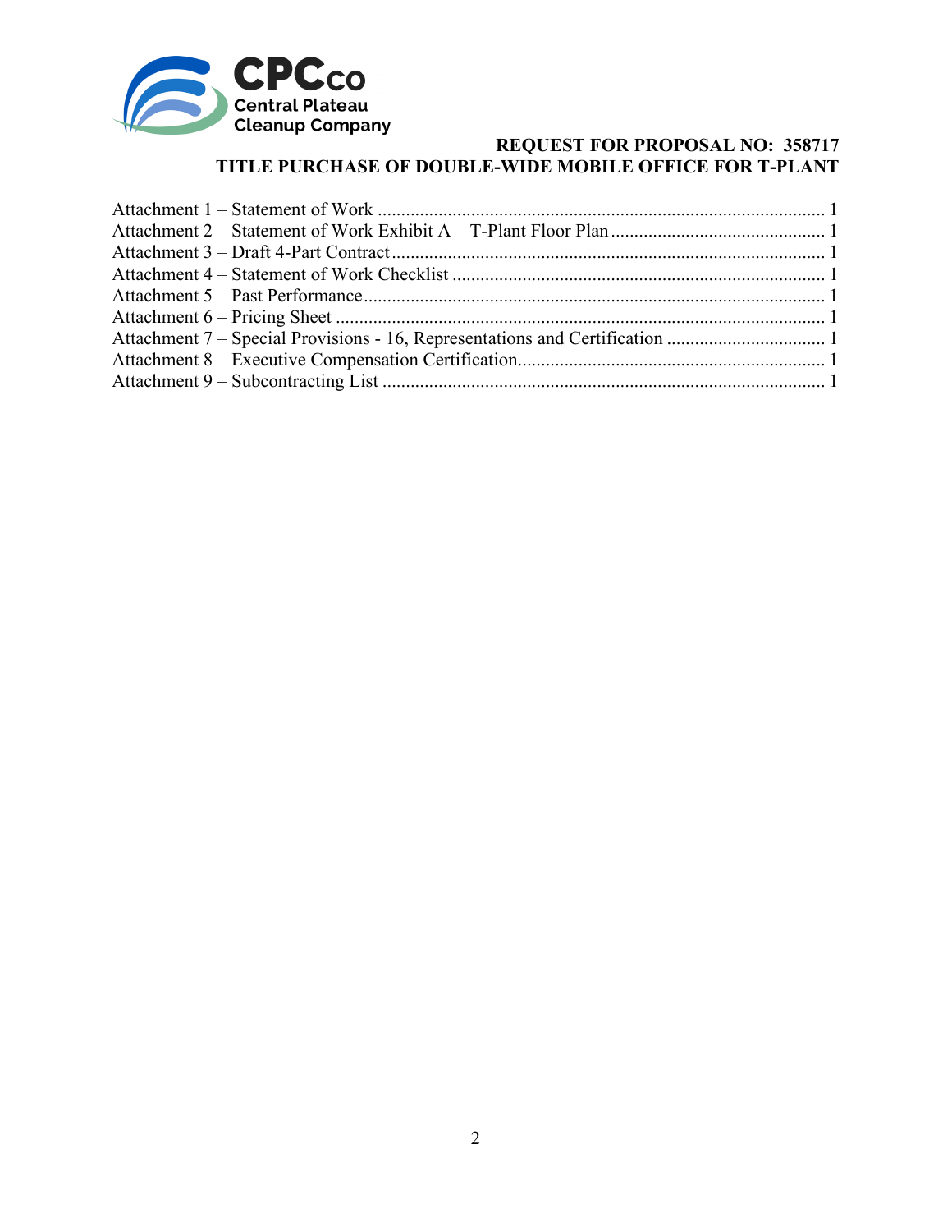Attachment 1 – Statement of Work ............................................................................................... 1
Attachment 2 – Statement of Work Exhibit A – T-Plant Floor Plan ............................................. 1
Attachment 3 – Draft 4-Part Contract ............................................................................................ 1
Attachment 4 – Statement of Work Checklist ................................................................................ 1
Attachment 5 – Past Performance .................................................................................................. 1
Attachment 6 – Pricing Sheet ........................................................................................................ 1
Attachment 7 – Special Provisions - 16, Representations and Certification .................................. 1
Attachment 8 – Executive Compensation Certification.................................................................. 1
Attachment 9 – Subcontracting List .............................................................................................. 1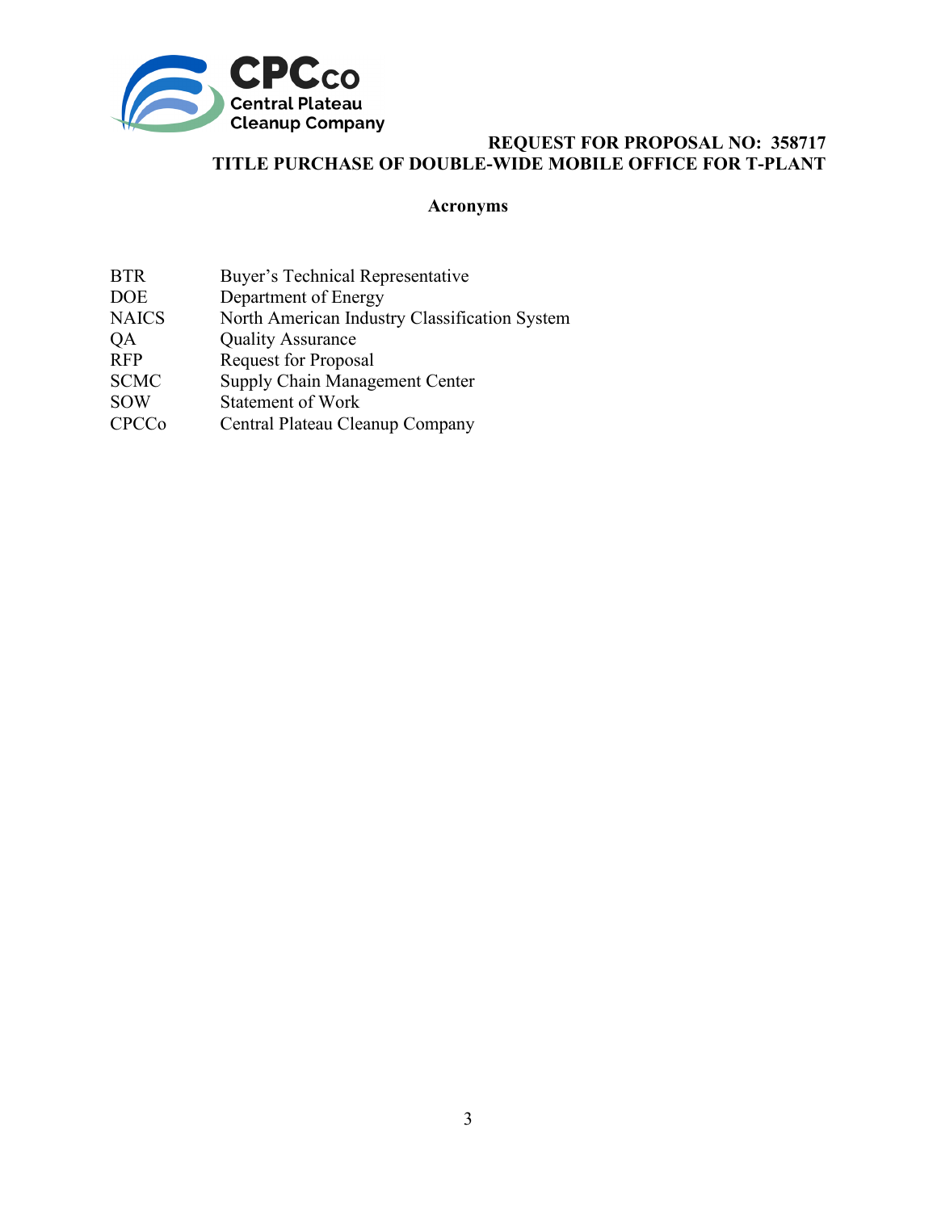**REQUEST FOR PROPOSAL NO: 358717**
**TITLE PURCHASE OF DOUBLE-WIDE MOBILE OFFICE FOR T-PLANT**

## Acronyms

| | |
|---|---|
| BTR | Buyer's Technical Representative |
| DOE | Department of Energy |
| NAICS | North American Industry Classification System |
| QA | Quality Assurance |
| RFP | Request for Proposal |
| SCMC | Supply Chain Management Center |
| SOW | Statement of Work |
| CPCCo | Central Plateau Cleanup Company |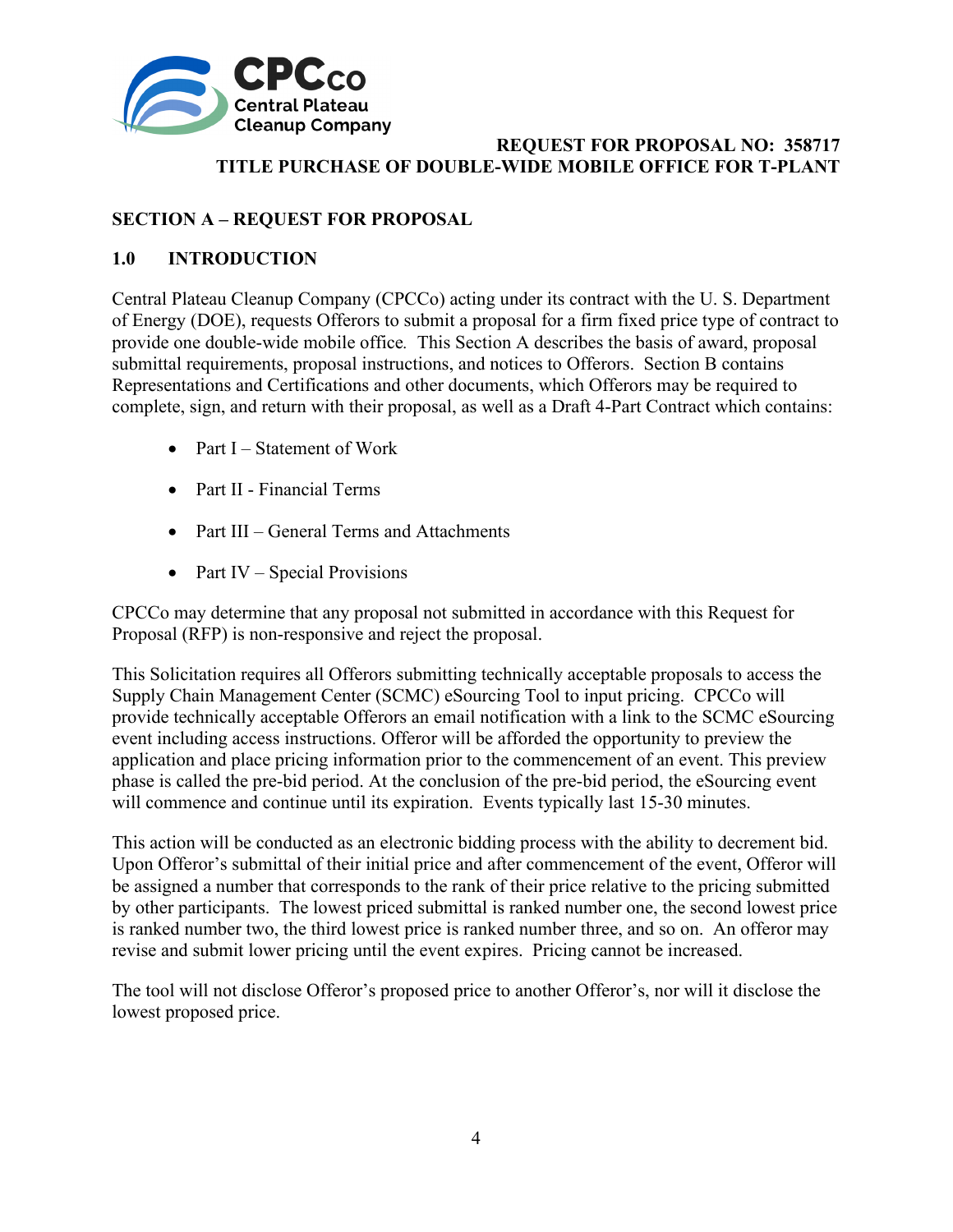**REQUEST FOR PROPOSAL NO: 358717**
**TITLE PURCHASE OF DOUBLE-WIDE MOBILE OFFICE FOR T-PLANT**

## SECTION A – REQUEST FOR PROPOSAL

### 1.0 INTRODUCTION

Central Plateau Cleanup Company (CPCCo) acting under its contract with the U. S. Department of Energy (DOE), requests Offerors to submit a proposal for a firm fixed price type of contract to provide one double-wide mobile office. This Section A describes the basis of award, proposal submittal requirements, proposal instructions, and notices to Offerors. Section B contains Representations and Certifications and other documents, which Offerors may be required to complete, sign, and return with their proposal, as well as a Draft 4-Part Contract which contains:

- Part I – Statement of Work
- Part II - Financial Terms
- Part III – General Terms and Attachments
- Part IV – Special Provisions

CPCCo may determine that any proposal not submitted in accordance with this Request for Proposal (RFP) is non-responsive and reject the proposal.

This Solicitation requires all Offerors submitting technically acceptable proposals to access the Supply Chain Management Center (SCMC) eSourcing Tool to input pricing. CPCCo will provide technically acceptable Offerors an email notification with a link to the SCMC eSourcing event including access instructions. Offeror will be afforded the opportunity to preview the application and place pricing information prior to the commencement of an event. This preview phase is called the pre-bid period. At the conclusion of the pre-bid period, the eSourcing event will commence and continue until its expiration. Events typically last 15-30 minutes.

This action will be conducted as an electronic bidding process with the ability to decrement bid. Upon Offeror's submittal of their initial price and after commencement of the event, Offeror will be assigned a number that corresponds to the rank of their price relative to the pricing submitted by other participants. The lowest priced submittal is ranked number one, the second lowest price is ranked number two, the third lowest price is ranked number three, and so on. An offeror may revise and submit lower pricing until the event expires. Pricing cannot be increased.

The tool will not disclose Offeror's proposed price to another Offeror's, nor will it disclose the lowest proposed price.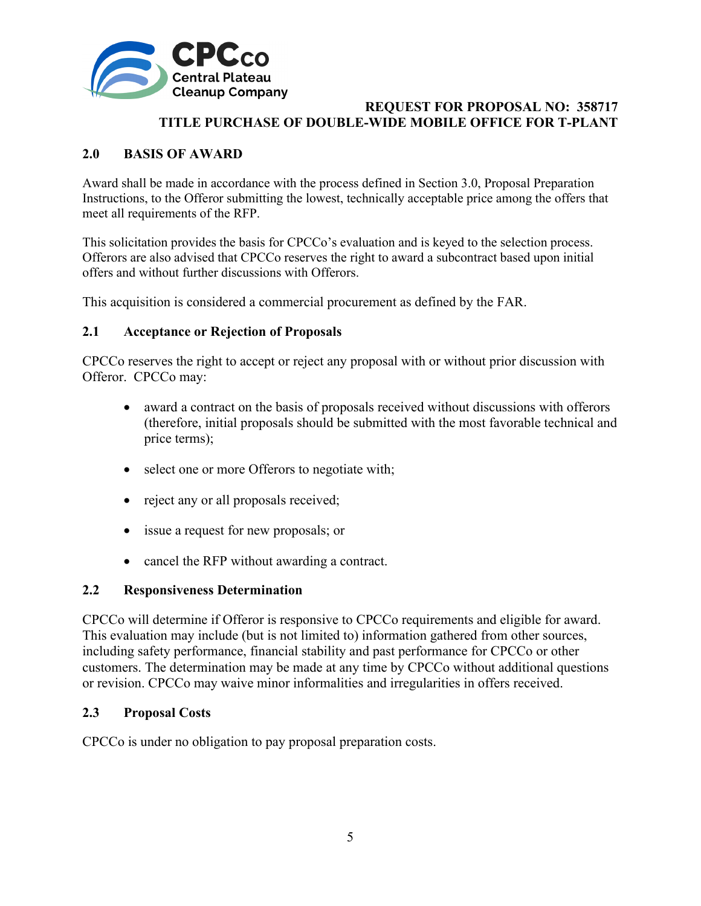## 2.0 BASIS OF AWARD

Award shall be made in accordance with the process defined in Section 3.0, Proposal Preparation Instructions, to the Offeror submitting the lowest, technically acceptable price among the offers that meet all requirements of the RFP.

This solicitation provides the basis for CPCCo's evaluation and is keyed to the selection process. Offerors are also advised that CPCCo reserves the right to award a subcontract based upon initial offers and without further discussions with Offerors.

This acquisition is considered a commercial procurement as defined by the FAR.

### 2.1 Acceptance or Rejection of Proposals

CPCCo reserves the right to accept or reject any proposal with or without prior discussion with Offeror. CPCCo may:

- award a contract on the basis of proposals received without discussions with offerors (therefore, initial proposals should be submitted with the most favorable technical and price terms);
- select one or more Offerors to negotiate with;
- reject any or all proposals received;
- issue a request for new proposals; or
- cancel the RFP without awarding a contract.

### 2.2 Responsiveness Determination

CPCCo will determine if Offeror is responsive to CPCCo requirements and eligible for award. This evaluation may include (but is not limited to) information gathered from other sources, including safety performance, financial stability and past performance for CPCCo or other customers. The determination may be made at any time by CPCCo without additional questions or revision. CPCCo may waive minor informalities and irregularities in offers received.

### 2.3 Proposal Costs

CPCCo is under no obligation to pay proposal preparation costs.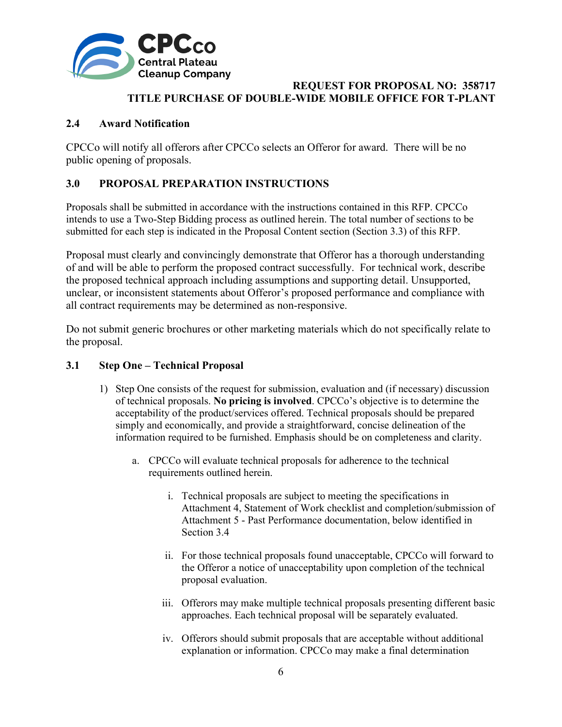## 2.4 Award Notification

CPCCo will notify all offerors after CPCCo selects an Offeror for award. There will be no public opening of proposals.

## 3.0 PROPOSAL PREPARATION INSTRUCTIONS

Proposals shall be submitted in accordance with the instructions contained in this RFP. CPCCo intends to use a Two-Step Bidding process as outlined herein. The total number of sections to be submitted for each step is indicated in the Proposal Content section (Section 3.3) of this RFP.

Proposal must clearly and convincingly demonstrate that Offeror has a thorough understanding of and will be able to perform the proposed contract successfully. For technical work, describe the proposed technical approach including assumptions and supporting detail. Unsupported, unclear, or inconsistent statements about Offeror's proposed performance and compliance with all contract requirements may be determined as non-responsive.

Do not submit generic brochures or other marketing materials which do not specifically relate to the proposal.

### 3.1 Step One – Technical Proposal

1) Step One consists of the request for submission, evaluation and (if necessary) discussion of technical proposals. **No pricing is involved**. CPCCo's objective is to determine the acceptability of the product/services offered. Technical proposals should be prepared simply and economically, and provide a straightforward, concise delineation of the information required to be furnished. Emphasis should be on completeness and clarity.

   a. CPCCo will evaluate technical proposals for adherence to the technical requirements outlined herein.

      i. Technical proposals are subject to meeting the specifications in Attachment 4, Statement of Work checklist and completion/submission of Attachment 5 - Past Performance documentation, below identified in Section 3.4

      ii. For those technical proposals found unacceptable, CPCCo will forward to the Offeror a notice of unacceptability upon completion of the technical proposal evaluation.

      iii. Offerors may make multiple technical proposals presenting different basic approaches. Each technical proposal will be separately evaluated.

      iv. Offerors should submit proposals that are acceptable without additional explanation or information. CPCCo may make a final determination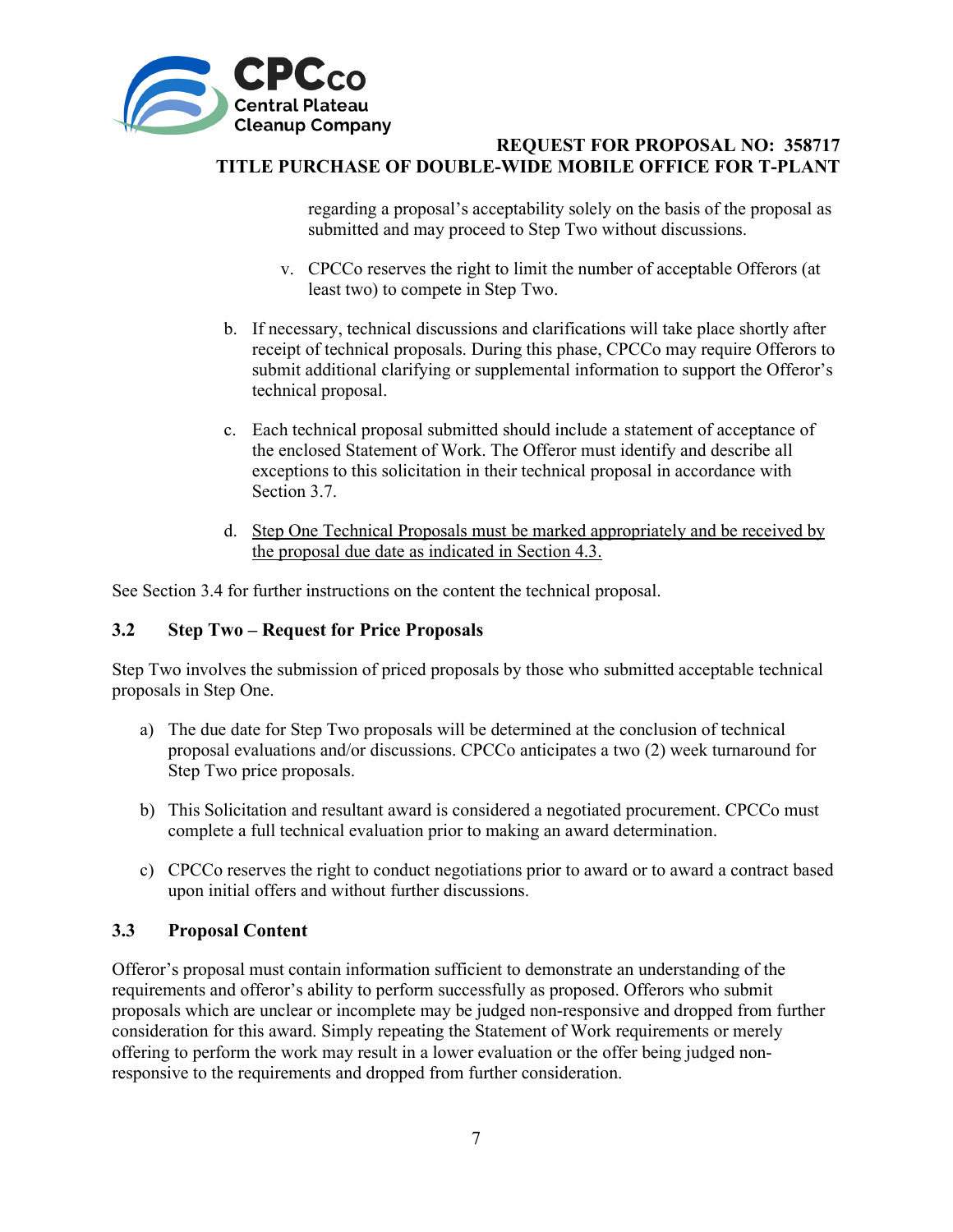regarding a proposal's acceptability solely on the basis of the proposal as submitted and may proceed to Step Two without discussions.

v. CPCCo reserves the right to limit the number of acceptable Offerors (at least two) to compete in Step Two.

b. If necessary, technical discussions and clarifications will take place shortly after receipt of technical proposals. During this phase, CPCCo may require Offerors to submit additional clarifying or supplemental information to support the Offeror's technical proposal.

c. Each technical proposal submitted should include a statement of acceptance of the enclosed Statement of Work. The Offeror must identify and describe all exceptions to this solicitation in their technical proposal in accordance with Section 3.7.

d. <u>Step One Technical Proposals must be marked appropriately and be received by the proposal due date as indicated in Section 4.3.</u>

See Section 3.4 for further instructions on the content the technical proposal.

### 3.2 Step Two – Request for Price Proposals

Step Two involves the submission of priced proposals by those who submitted acceptable technical proposals in Step One.

a) The due date for Step Two proposals will be determined at the conclusion of technical proposal evaluations and/or discussions. CPCCo anticipates a two (2) week turnaround for Step Two price proposals.

b) This Solicitation and resultant award is considered a negotiated procurement. CPCCo must complete a full technical evaluation prior to making an award determination.

c) CPCCo reserves the right to conduct negotiations prior to award or to award a contract based upon initial offers and without further discussions.

### 3.3 Proposal Content

Offeror's proposal must contain information sufficient to demonstrate an understanding of the requirements and offeror's ability to perform successfully as proposed. Offerors who submit proposals which are unclear or incomplete may be judged non-responsive and dropped from further consideration for this award. Simply repeating the Statement of Work requirements or merely offering to perform the work may result in a lower evaluation or the offer being judged non-responsive to the requirements and dropped from further consideration.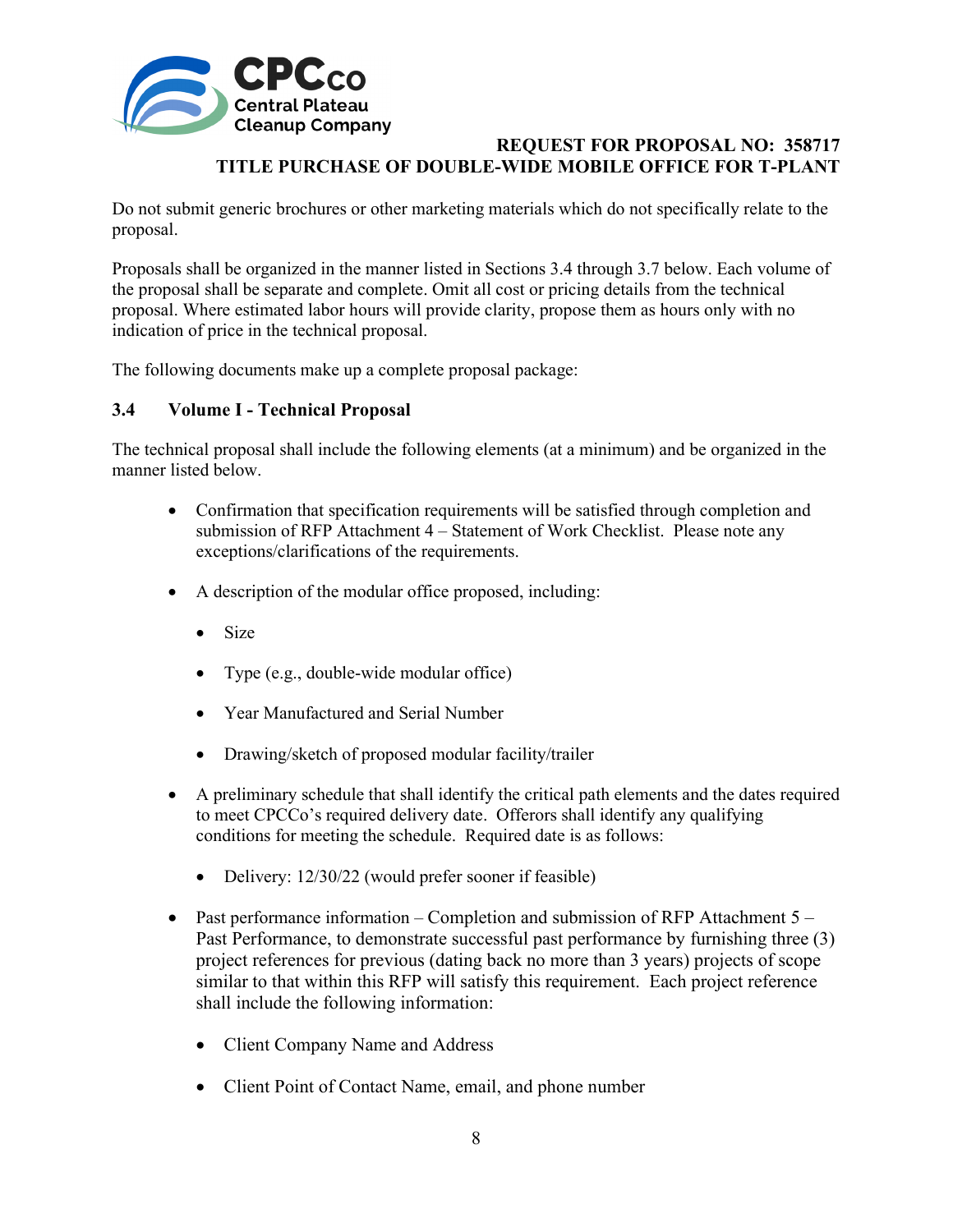Do not submit generic brochures or other marketing materials which do not specifically relate to the proposal.

Proposals shall be organized in the manner listed in Sections 3.4 through 3.7 below. Each volume of the proposal shall be separate and complete. Omit all cost or pricing details from the technical proposal. Where estimated labor hours will provide clarity, propose them as hours only with no indication of price in the technical proposal.

The following documents make up a complete proposal package:

### 3.4 Volume I - Technical Proposal

The technical proposal shall include the following elements (at a minimum) and be organized in the manner listed below.

- Confirmation that specification requirements will be satisfied through completion and submission of RFP Attachment 4 – Statement of Work Checklist. Please note any exceptions/clarifications of the requirements.
- A description of the modular office proposed, including:
  - Size
  - Type (e.g., double-wide modular office)
  - Year Manufactured and Serial Number
  - Drawing/sketch of proposed modular facility/trailer
- A preliminary schedule that shall identify the critical path elements and the dates required to meet CPCCo's required delivery date. Offerors shall identify any qualifying conditions for meeting the schedule. Required date is as follows:
  - Delivery: 12/30/22 (would prefer sooner if feasible)
- Past performance information – Completion and submission of RFP Attachment 5 – Past Performance, to demonstrate successful past performance by furnishing three (3) project references for previous (dating back no more than 3 years) projects of scope similar to that within this RFP will satisfy this requirement. Each project reference shall include the following information:
  - Client Company Name and Address
  - Client Point of Contact Name, email, and phone number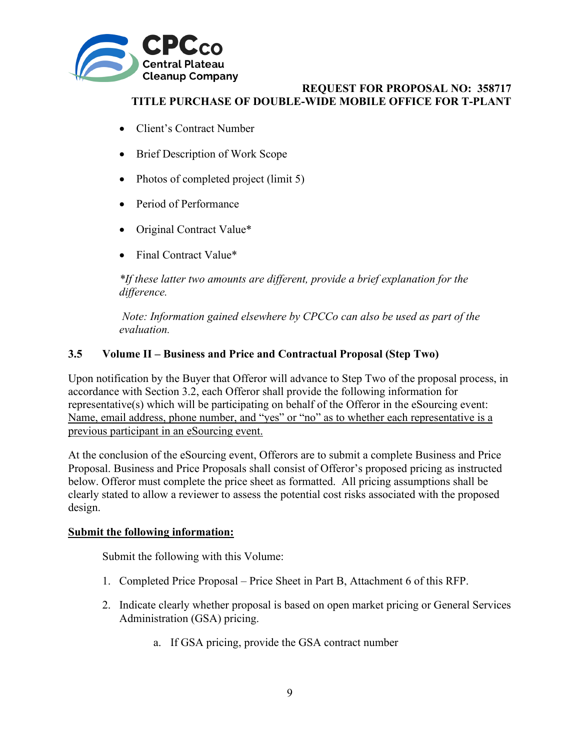- Client's Contract Number
- Brief Description of Work Scope
- Photos of completed project (limit 5)
- Period of Performance
- Original Contract Value*
- Final Contract Value*

*\*If these latter two amounts are different, provide a brief explanation for the difference.*

*Note: Information gained elsewhere by CPCCo can also be used as part of the evaluation.*

### 3.5 Volume II – Business and Price and Contractual Proposal (Step Two)

Upon notification by the Buyer that Offeror will advance to Step Two of the proposal process, in accordance with Section 3.2, each Offeror shall provide the following information for representative(s) which will be participating on behalf of the Offeror in the eSourcing event: <u>Name, email address, phone number, and "yes" or "no" as to whether each representative is a previous participant in an eSourcing event.</u>

At the conclusion of the eSourcing event, Offerors are to submit a complete Business and Price Proposal. Business and Price Proposals shall consist of Offeror's proposed pricing as instructed below. Offeror must complete the price sheet as formatted. All pricing assumptions shall be clearly stated to allow a reviewer to assess the potential cost risks associated with the proposed design.

**<u>Submit the following information:</u>**

Submit the following with this Volume:

1. Completed Price Proposal – Price Sheet in Part B, Attachment 6 of this RFP.
2. Indicate clearly whether proposal is based on open market pricing or General Services Administration (GSA) pricing.
   a. If GSA pricing, provide the GSA contract number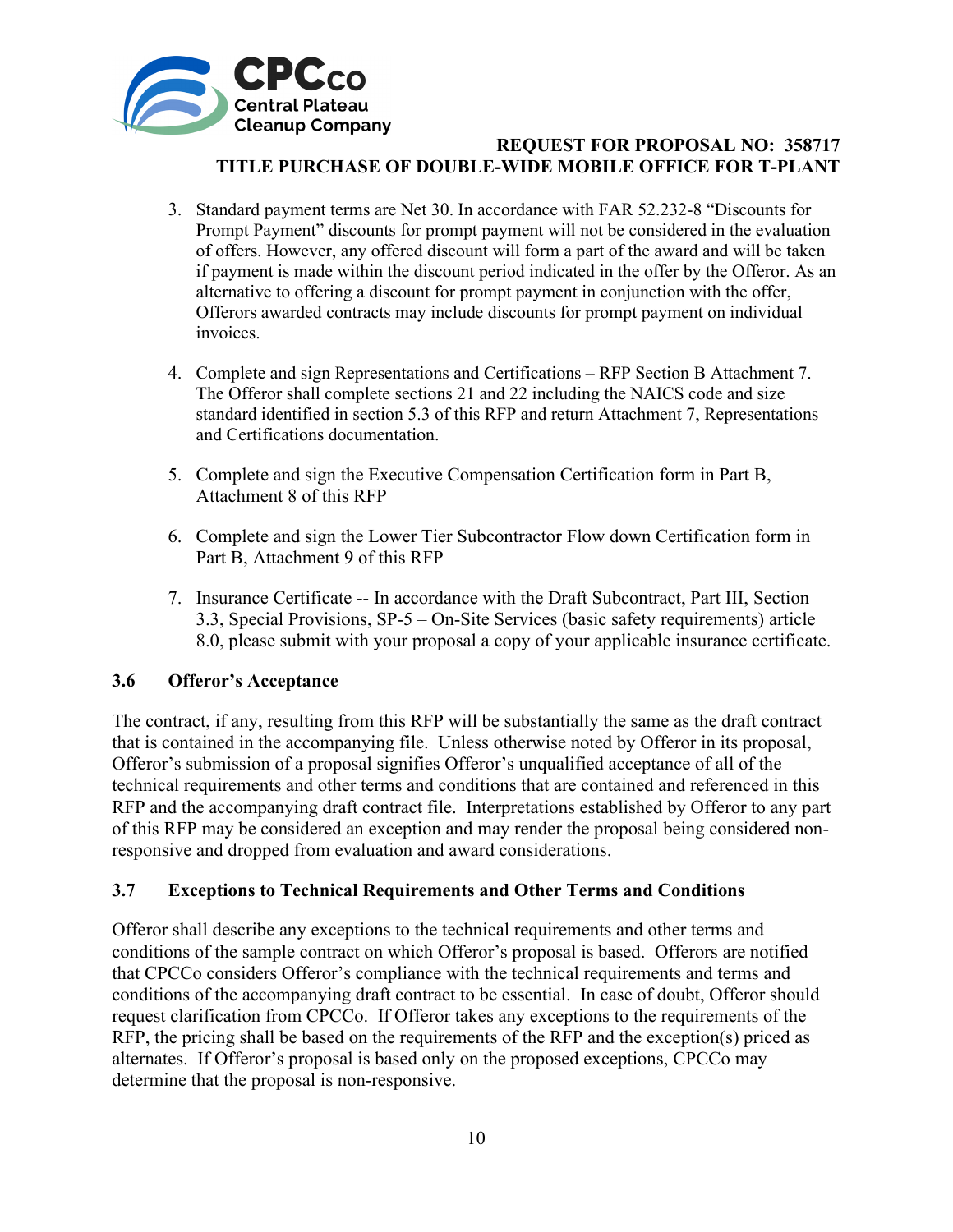3. Standard payment terms are Net 30. In accordance with FAR 52.232-8 "Discounts for Prompt Payment" discounts for prompt payment will not be considered in the evaluation of offers. However, any offered discount will form a part of the award and will be taken if payment is made within the discount period indicated in the offer by the Offeror. As an alternative to offering a discount for prompt payment in conjunction with the offer, Offerors awarded contracts may include discounts for prompt payment on individual invoices.

4. Complete and sign Representations and Certifications – RFP Section B Attachment 7. The Offeror shall complete sections 21 and 22 including the NAICS code and size standard identified in section 5.3 of this RFP and return Attachment 7, Representations and Certifications documentation.

5. Complete and sign the Executive Compensation Certification form in Part B, Attachment 8 of this RFP

6. Complete and sign the Lower Tier Subcontractor Flow down Certification form in Part B, Attachment 9 of this RFP

7. Insurance Certificate -- In accordance with the Draft Subcontract, Part III, Section 3.3, Special Provisions, SP-5 – On-Site Services (basic safety requirements) article 8.0, please submit with your proposal a copy of your applicable insurance certificate.

### 3.6 Offeror's Acceptance

The contract, if any, resulting from this RFP will be substantially the same as the draft contract that is contained in the accompanying file. Unless otherwise noted by Offeror in its proposal, Offeror's submission of a proposal signifies Offeror's unqualified acceptance of all of the technical requirements and other terms and conditions that are contained and referenced in this RFP and the accompanying draft contract file. Interpretations established by Offeror to any part of this RFP may be considered an exception and may render the proposal being considered non-responsive and dropped from evaluation and award considerations.

### 3.7 Exceptions to Technical Requirements and Other Terms and Conditions

Offeror shall describe any exceptions to the technical requirements and other terms and conditions of the sample contract on which Offeror's proposal is based. Offerors are notified that CPCCo considers Offeror's compliance with the technical requirements and terms and conditions of the accompanying draft contract to be essential. In case of doubt, Offeror should request clarification from CPCCo. If Offeror takes any exceptions to the requirements of the RFP, the pricing shall be based on the requirements of the RFP and the exception(s) priced as alternates. If Offeror's proposal is based only on the proposed exceptions, CPCCo may determine that the proposal is non-responsive.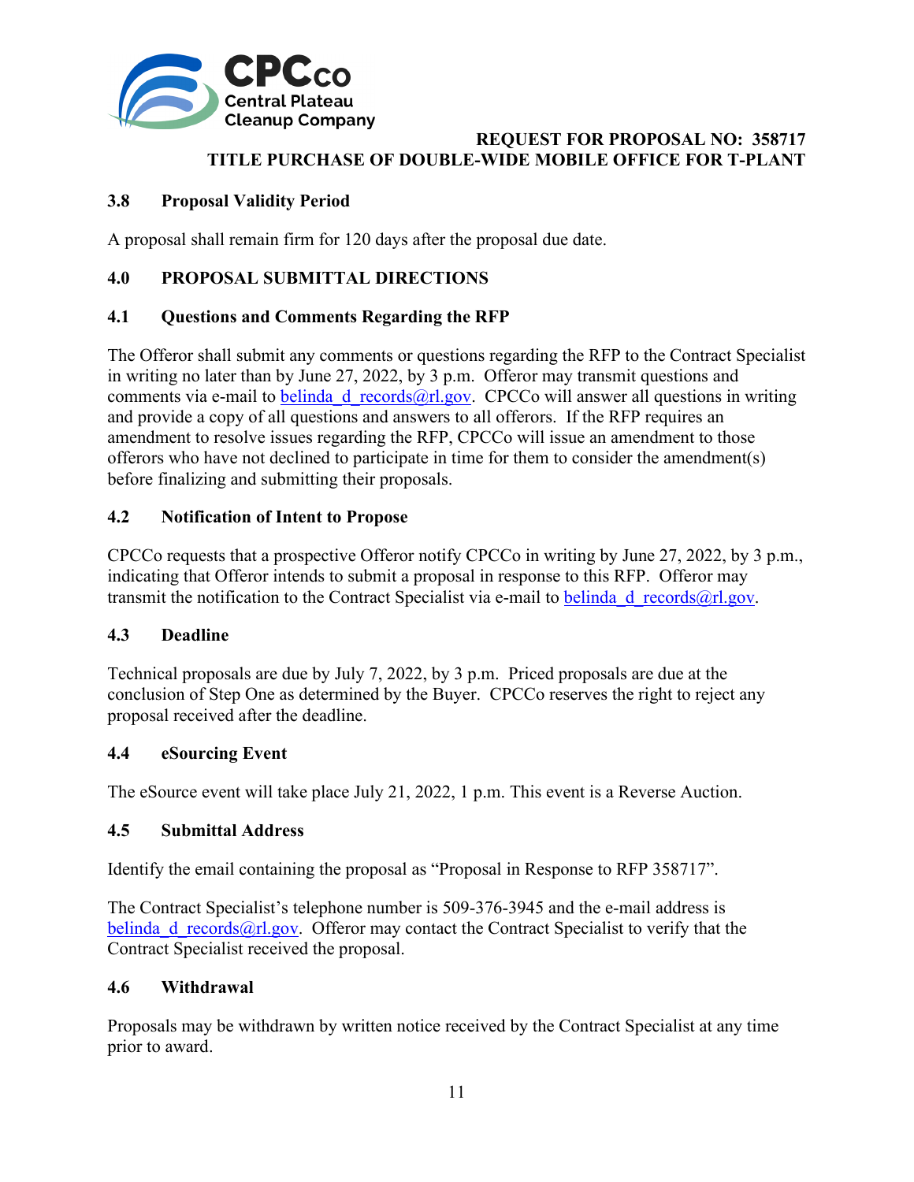### 3.8 Proposal Validity Period

A proposal shall remain firm for 120 days after the proposal due date.

## 4.0 PROPOSAL SUBMITTAL DIRECTIONS

### 4.1 Questions and Comments Regarding the RFP

The Offeror shall submit any comments or questions regarding the RFP to the Contract Specialist in writing no later than by June 27, 2022, by 3 p.m. Offeror may transmit questions and comments via e-mail to belinda_d_records@rl.gov. CPCCo will answer all questions in writing and provide a copy of all questions and answers to all offerors. If the RFP requires an amendment to resolve issues regarding the RFP, CPCCo will issue an amendment to those offerors who have not declined to participate in time for them to consider the amendment(s) before finalizing and submitting their proposals.

### 4.2 Notification of Intent to Propose

CPCCo requests that a prospective Offeror notify CPCCo in writing by June 27, 2022, by 3 p.m., indicating that Offeror intends to submit a proposal in response to this RFP. Offeror may transmit the notification to the Contract Specialist via e-mail to belinda_d_records@rl.gov.

### 4.3 Deadline

Technical proposals are due by July 7, 2022, by 3 p.m. Priced proposals are due at the conclusion of Step One as determined by the Buyer. CPCCo reserves the right to reject any proposal received after the deadline.

### 4.4 eSourcing Event

The eSource event will take place July 21, 2022, 1 p.m. This event is a Reverse Auction.

### 4.5 Submittal Address

Identify the email containing the proposal as "Proposal in Response to RFP 358717".

The Contract Specialist's telephone number is 509-376-3945 and the e-mail address is belinda_d_records@rl.gov. Offeror may contact the Contract Specialist to verify that the Contract Specialist received the proposal.

### 4.6 Withdrawal

Proposals may be withdrawn by written notice received by the Contract Specialist at any time prior to award.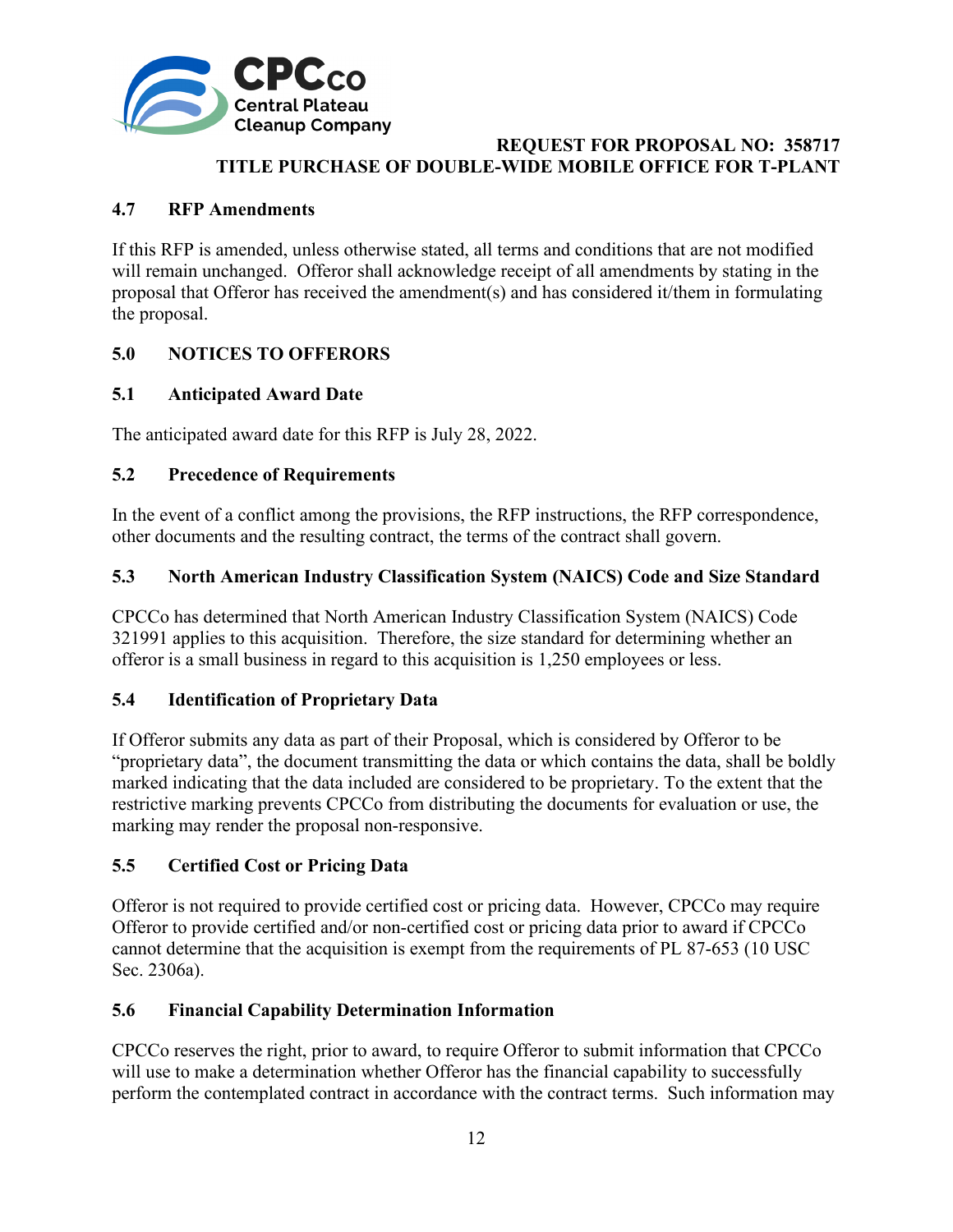### 4.7 RFP Amendments

If this RFP is amended, unless otherwise stated, all terms and conditions that are not modified will remain unchanged. Offeror shall acknowledge receipt of all amendments by stating in the proposal that Offeror has received the amendment(s) and has considered it/them in formulating the proposal.

## 5.0 NOTICES TO OFFERORS

### 5.1 Anticipated Award Date

The anticipated award date for this RFP is July 28, 2022.

### 5.2 Precedence of Requirements

In the event of a conflict among the provisions, the RFP instructions, the RFP correspondence, other documents and the resulting contract, the terms of the contract shall govern.

### 5.3 North American Industry Classification System (NAICS) Code and Size Standard

CPCCo has determined that North American Industry Classification System (NAICS) Code 321991 applies to this acquisition. Therefore, the size standard for determining whether an offeror is a small business in regard to this acquisition is 1,250 employees or less.

### 5.4 Identification of Proprietary Data

If Offeror submits any data as part of their Proposal, which is considered by Offeror to be "proprietary data", the document transmitting the data or which contains the data, shall be boldly marked indicating that the data included are considered to be proprietary. To the extent that the restrictive marking prevents CPCCo from distributing the documents for evaluation or use, the marking may render the proposal non-responsive.

### 5.5 Certified Cost or Pricing Data

Offeror is not required to provide certified cost or pricing data. However, CPCCo may require Offeror to provide certified and/or non-certified cost or pricing data prior to award if CPCCo cannot determine that the acquisition is exempt from the requirements of PL 87-653 (10 USC Sec. 2306a).

### 5.6 Financial Capability Determination Information

CPCCo reserves the right, prior to award, to require Offeror to submit information that CPCCo will use to make a determination whether Offeror has the financial capability to successfully perform the contemplated contract in accordance with the contract terms. Such information may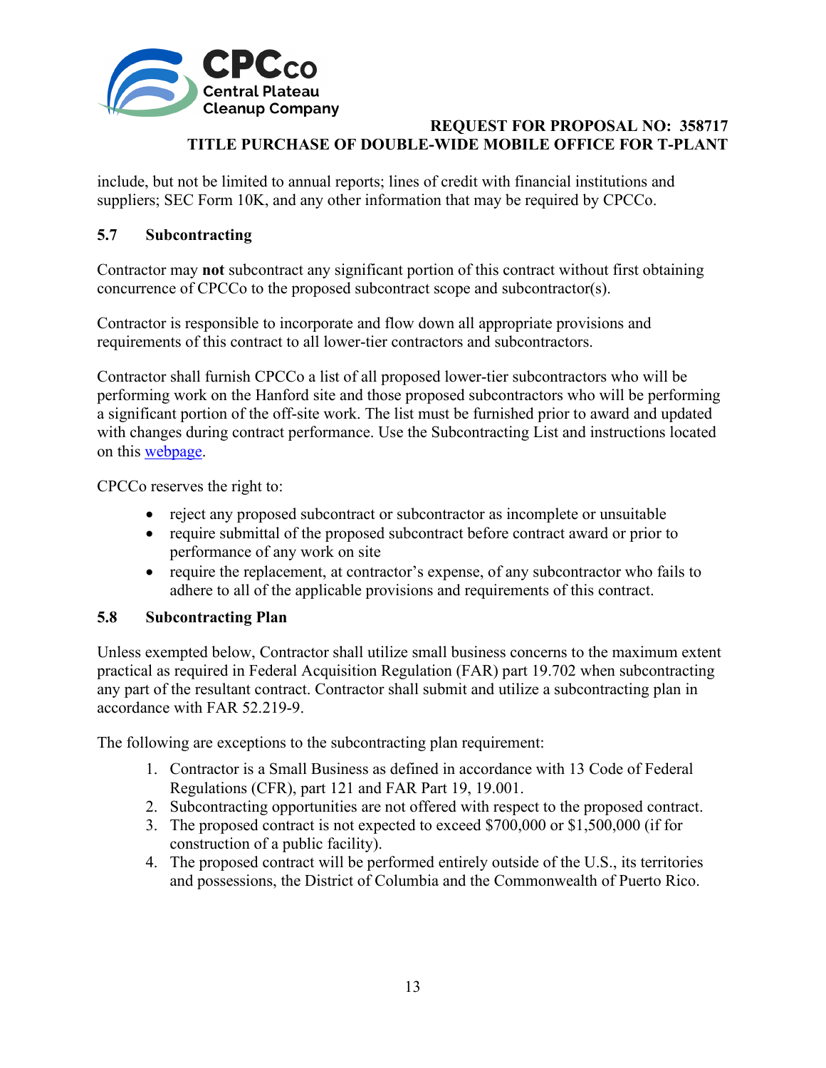include, but not be limited to annual reports; lines of credit with financial institutions and suppliers; SEC Form 10K, and any other information that may be required by CPCCo.

### 5.7 Subcontracting

Contractor may **not** subcontract any significant portion of this contract without first obtaining concurrence of CPCCo to the proposed subcontract scope and subcontractor(s).

Contractor is responsible to incorporate and flow down all appropriate provisions and requirements of this contract to all lower-tier contractors and subcontractors.

Contractor shall furnish CPCCo a list of all proposed lower-tier subcontractors who will be performing work on the Hanford site and those proposed subcontractors who will be performing a significant portion of the off-site work. The list must be furnished prior to award and updated with changes during contract performance. Use the Subcontracting List and instructions located on this webpage.

CPCCo reserves the right to:

- reject any proposed subcontract or subcontractor as incomplete or unsuitable
- require submittal of the proposed subcontract before contract award or prior to performance of any work on site
- require the replacement, at contractor's expense, of any subcontractor who fails to adhere to all of the applicable provisions and requirements of this contract.

### 5.8 Subcontracting Plan

Unless exempted below, Contractor shall utilize small business concerns to the maximum extent practical as required in Federal Acquisition Regulation (FAR) part 19.702 when subcontracting any part of the resultant contract. Contractor shall submit and utilize a subcontracting plan in accordance with FAR 52.219-9.

The following are exceptions to the subcontracting plan requirement:

1. Contractor is a Small Business as defined in accordance with 13 Code of Federal Regulations (CFR), part 121 and FAR Part 19, 19.001.
2. Subcontracting opportunities are not offered with respect to the proposed contract.
3. The proposed contract is not expected to exceed $700,000 or $1,500,000 (if for construction of a public facility).
4. The proposed contract will be performed entirely outside of the U.S., its territories and possessions, the District of Columbia and the Commonwealth of Puerto Rico.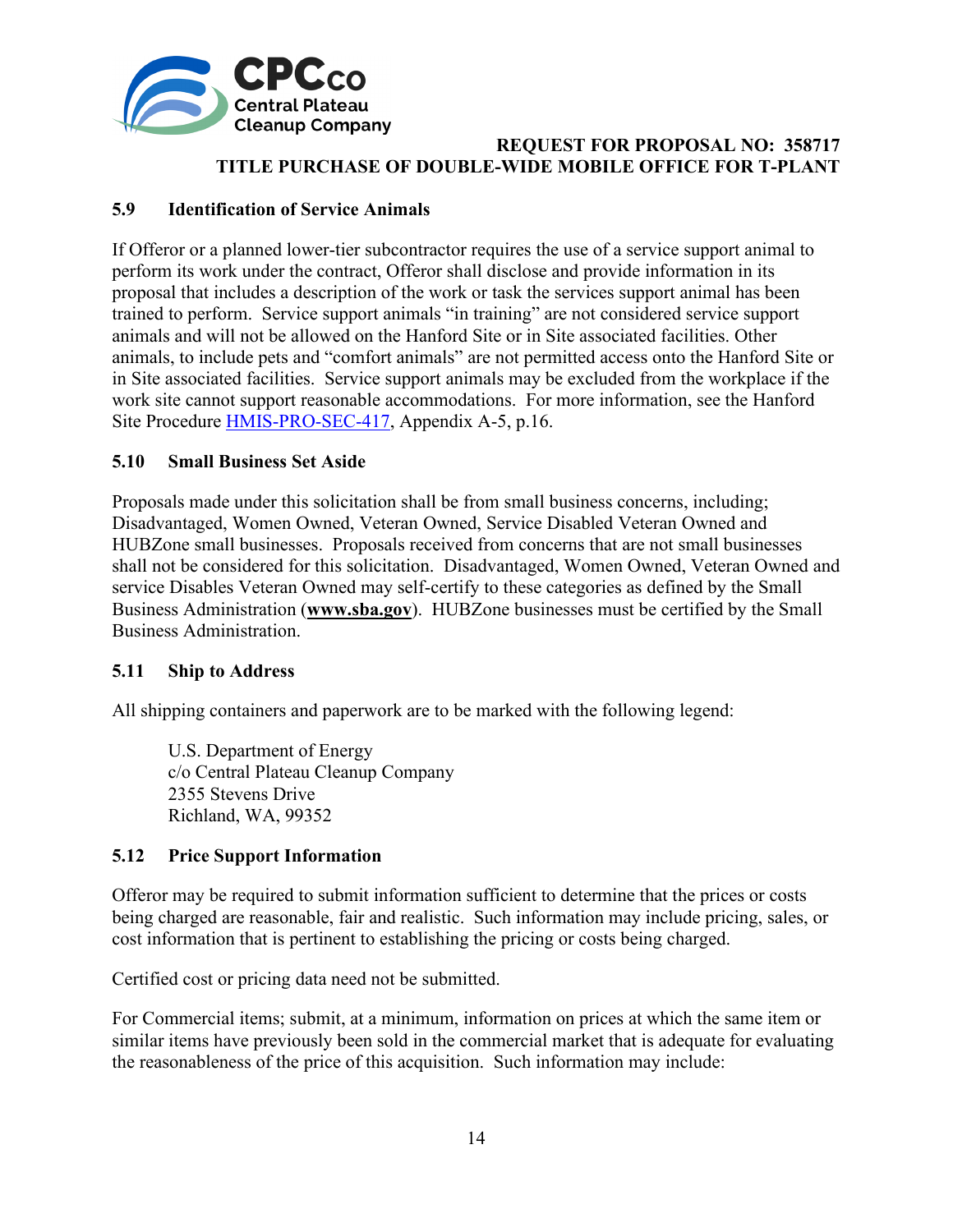### 5.9 Identification of Service Animals

If Offeror or a planned lower-tier subcontractor requires the use of a service support animal to perform its work under the contract, Offeror shall disclose and provide information in its proposal that includes a description of the work or task the services support animal has been trained to perform. Service support animals "in training" are not considered service support animals and will not be allowed on the Hanford Site or in Site associated facilities. Other animals, to include pets and "comfort animals" are not permitted access onto the Hanford Site or in Site associated facilities. Service support animals may be excluded from the workplace if the work site cannot support reasonable accommodations. For more information, see the Hanford Site Procedure HMIS-PRO-SEC-417, Appendix A-5, p.16.

### 5.10 Small Business Set Aside

Proposals made under this solicitation shall be from small business concerns, including; Disadvantaged, Women Owned, Veteran Owned, Service Disabled Veteran Owned and HUBZone small businesses. Proposals received from concerns that are not small businesses shall not be considered for this solicitation. Disadvantaged, Women Owned, Veteran Owned and service Disables Veteran Owned may self-certify to these categories as defined by the Small Business Administration (**www.sba.gov**). HUBZone businesses must be certified by the Small Business Administration.

### 5.11 Ship to Address

All shipping containers and paperwork are to be marked with the following legend:

U.S. Department of Energy
c/o Central Plateau Cleanup Company
2355 Stevens Drive
Richland, WA, 99352

### 5.12 Price Support Information

Offeror may be required to submit information sufficient to determine that the prices or costs being charged are reasonable, fair and realistic. Such information may include pricing, sales, or cost information that is pertinent to establishing the pricing or costs being charged.

Certified cost or pricing data need not be submitted.

For Commercial items; submit, at a minimum, information on prices at which the same item or similar items have previously been sold in the commercial market that is adequate for evaluating the reasonableness of the price of this acquisition. Such information may include: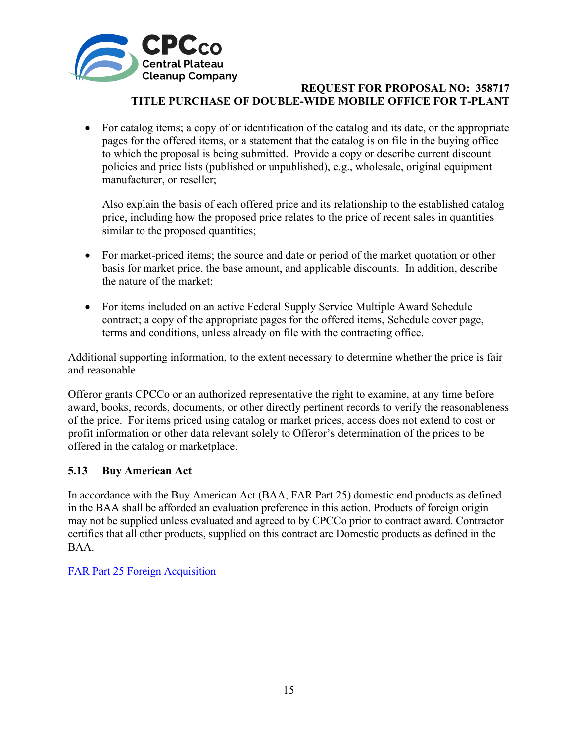- For catalog items; a copy of or identification of the catalog and its date, or the appropriate pages for the offered items, or a statement that the catalog is on file in the buying office to which the proposal is being submitted. Provide a copy or describe current discount policies and price lists (published or unpublished), e.g., wholesale, original equipment manufacturer, or reseller;

  Also explain the basis of each offered price and its relationship to the established catalog price, including how the proposed price relates to the price of recent sales in quantities similar to the proposed quantities;

- For market-priced items; the source and date or period of the market quotation or other basis for market price, the base amount, and applicable discounts. In addition, describe the nature of the market;

- For items included on an active Federal Supply Service Multiple Award Schedule contract; a copy of the appropriate pages for the offered items, Schedule cover page, terms and conditions, unless already on file with the contracting office.

Additional supporting information, to the extent necessary to determine whether the price is fair and reasonable.

Offeror grants CPCCo or an authorized representative the right to examine, at any time before award, books, records, documents, or other directly pertinent records to verify the reasonableness of the price. For items priced using catalog or market prices, access does not extend to cost or profit information or other data relevant solely to Offeror's determination of the prices to be offered in the catalog or marketplace.

### 5.13 Buy American Act

In accordance with the Buy American Act (BAA, FAR Part 25) domestic end products as defined in the BAA shall be afforded an evaluation preference in this action. Products of foreign origin may not be supplied unless evaluated and agreed to by CPCCo prior to contract award. Contractor certifies that all other products, supplied on this contract are Domestic products as defined in the BAA.

FAR Part 25 Foreign Acquisition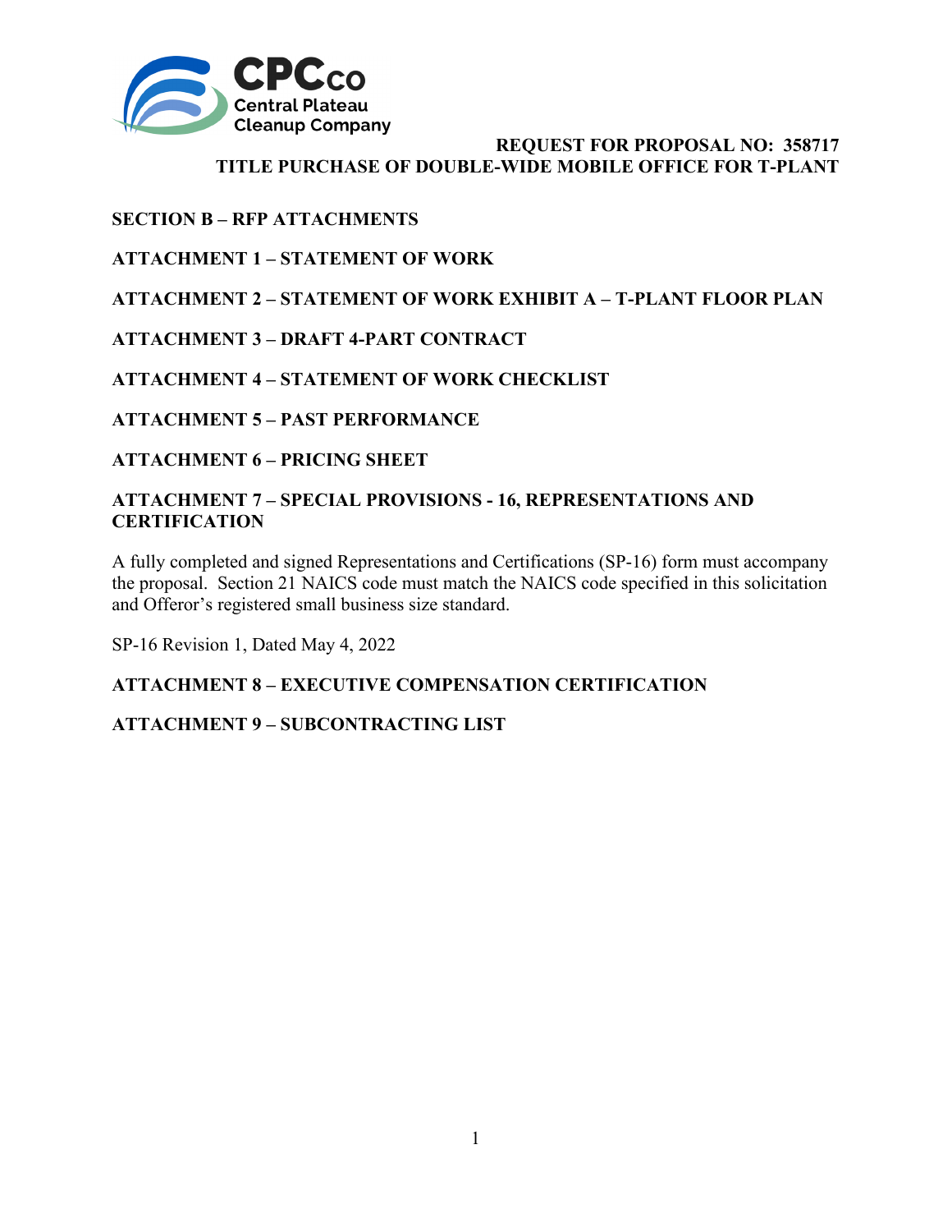**REQUEST FOR PROPOSAL NO: 358717**
**TITLE PURCHASE OF DOUBLE-WIDE MOBILE OFFICE FOR T-PLANT**

## SECTION B – RFP ATTACHMENTS

### ATTACHMENT 1 – STATEMENT OF WORK

### ATTACHMENT 2 – STATEMENT OF WORK EXHIBIT A – T-PLANT FLOOR PLAN

### ATTACHMENT 3 – DRAFT 4-PART CONTRACT

### ATTACHMENT 4 – STATEMENT OF WORK CHECKLIST

### ATTACHMENT 5 – PAST PERFORMANCE

### ATTACHMENT 6 – PRICING SHEET

### ATTACHMENT 7 – SPECIAL PROVISIONS - 16, REPRESENTATIONS AND CERTIFICATION

A fully completed and signed Representations and Certifications (SP-16) form must accompany the proposal. Section 21 NAICS code must match the NAICS code specified in this solicitation and Offeror's registered small business size standard.

SP-16 Revision 1, Dated May 4, 2022

### ATTACHMENT 8 – EXECUTIVE COMPENSATION CERTIFICATION

### ATTACHMENT 9 – SUBCONTRACTING LIST